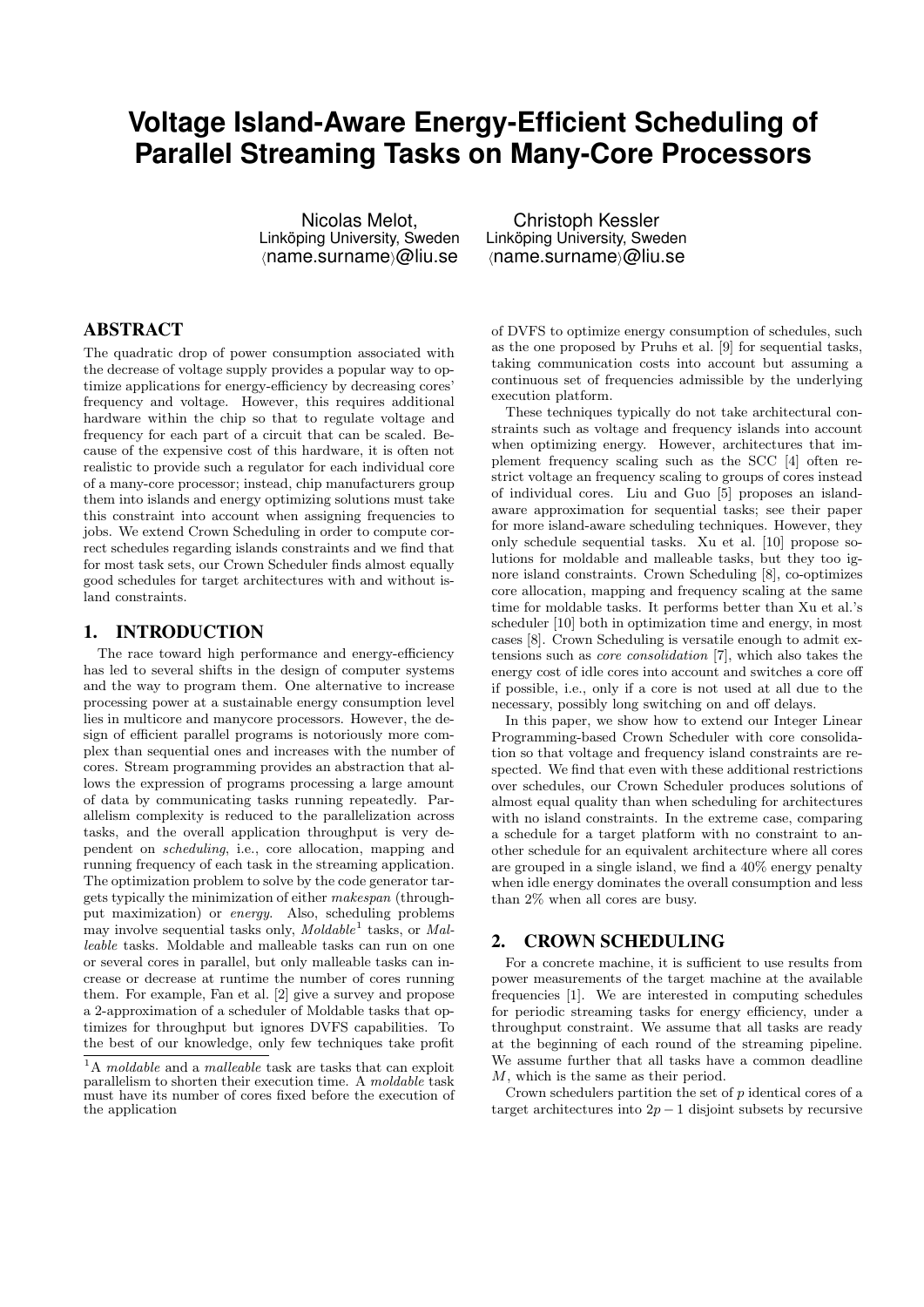# Voltage Island-Aware Energy-Efficient Scheduling of Parallel Streaming Tasks on Many-Core Processors

Nicolas Melot,
Linköping University, Sweden
⟨name.surname⟩@liu.se

Christoph Kessler
Linköping University, Sweden
⟨name.surname⟩@liu.se

## ABSTRACT

The quadratic drop of power consumption associated with the decrease of voltage supply provides a popular way to optimize applications for energy-efficiency by decreasing cores' frequency and voltage. However, this requires additional hardware within the chip so that to regulate voltage and frequency for each part of a circuit that can be scaled. Because of the expensive cost of this hardware, it is often not realistic to provide such a regulator for each individual core of a many-core processor; instead, chip manufacturers group them into islands and energy optimizing solutions must take this constraint into account when assigning frequencies to jobs. We extend Crown Scheduling in order to compute correct schedules regarding islands constraints and we find that for most task sets, our Crown Scheduler finds almost equally good schedules for target architectures with and without island constraints.

## 1. INTRODUCTION

The race toward high performance and energy-efficiency has led to several shifts in the design of computer systems and the way to program them. One alternative to increase processing power at a sustainable energy consumption level lies in multicore and manycore processors. However, the design of efficient parallel programs is notoriously more complex than sequential ones and increases with the number of cores. Stream programming provides an abstraction that allows the expression of programs processing a large amount of data by communicating tasks running repeatedly. Parallelism complexity is reduced to the parallelization across tasks, and the overall application throughput is very dependent on *scheduling*, i.e., core allocation, mapping and running frequency of each task in the streaming application. The optimization problem to solve by the code generator targets typically the minimization of either *makespan* (throughput maximization) or *energy*. Also, scheduling problems may involve sequential tasks only, *Moldable*[1] tasks, or *Malleable* tasks. Moldable and malleable tasks can run on one or several cores in parallel, but only malleable tasks can increase or decrease at runtime the number of cores running them. For example, Fan et al. [2] give a survey and propose a 2-approximation of a scheduler of Moldable tasks that optimizes for throughput but ignores DVFS capabilities. To the best of our knowledge, only few techniques take profit of DVFS to optimize energy consumption of schedules, such as the one proposed by Pruhs et al. [9] for sequential tasks, taking communication costs into account but assuming a continuous set of frequencies admissible by the underlying execution platform.

These techniques typically do not take architectural constraints such as voltage and frequency islands into account when optimizing energy. However, architectures that implement frequency scaling such as the SCC [4] often restrict voltage an frequency scaling to groups of cores instead of individual cores. Liu and Guo [5] proposes an island-aware approximation for sequential tasks; see their paper for more island-aware scheduling techniques. However, they only schedule sequential tasks. Xu et al. [10] propose solutions for moldable and malleable tasks, but they too ignore island constraints. Crown Scheduling [8], co-optimizes core allocation, mapping and frequency scaling at the same time for moldable tasks. It performs better than Xu et al.'s scheduler [10] both in optimization time and energy, in most cases [8]. Crown Scheduling is versatile enough to admit extensions such as *core consolidation* [7], which also takes the energy cost of idle cores into account and switches a core off if possible, i.e., only if a core is not used at all due to the necessary, possibly long switching on and off delays.

In this paper, we show how to extend our Integer Linear Programming-based Crown Scheduler with core consolidation so that voltage and frequency island constraints are respected. We find that even with these additional restrictions over schedules, our Crown Scheduler produces solutions of almost equal quality than when scheduling for architectures with no island constraints. In the extreme case, comparing a schedule for a target platform with no constraint to another schedule for an equivalent architecture where all cores are grouped in a single island, we find a 40% energy penalty when idle energy dominates the overall consumption and less than 2% when all cores are busy.

## 2. CROWN SCHEDULING

For a concrete machine, it is sufficient to use results from power measurements of the target machine at the available frequencies [1]. We are interested in computing schedules for periodic streaming tasks for energy efficiency, under a throughput constraint. We assume that all tasks are ready at the beginning of each round of the streaming pipeline. We assume further that all tasks have a common deadline $M$, which is the same as their period.

Crown schedulers partition the set of $p$ identical cores of a target architectures into $2p-1$ disjoint subsets by recursive

[1] A *moldable* and a *malleable* task are tasks that can exploit parallelism to shorten their execution time. A *moldable* task must have its number of cores fixed before the execution of the application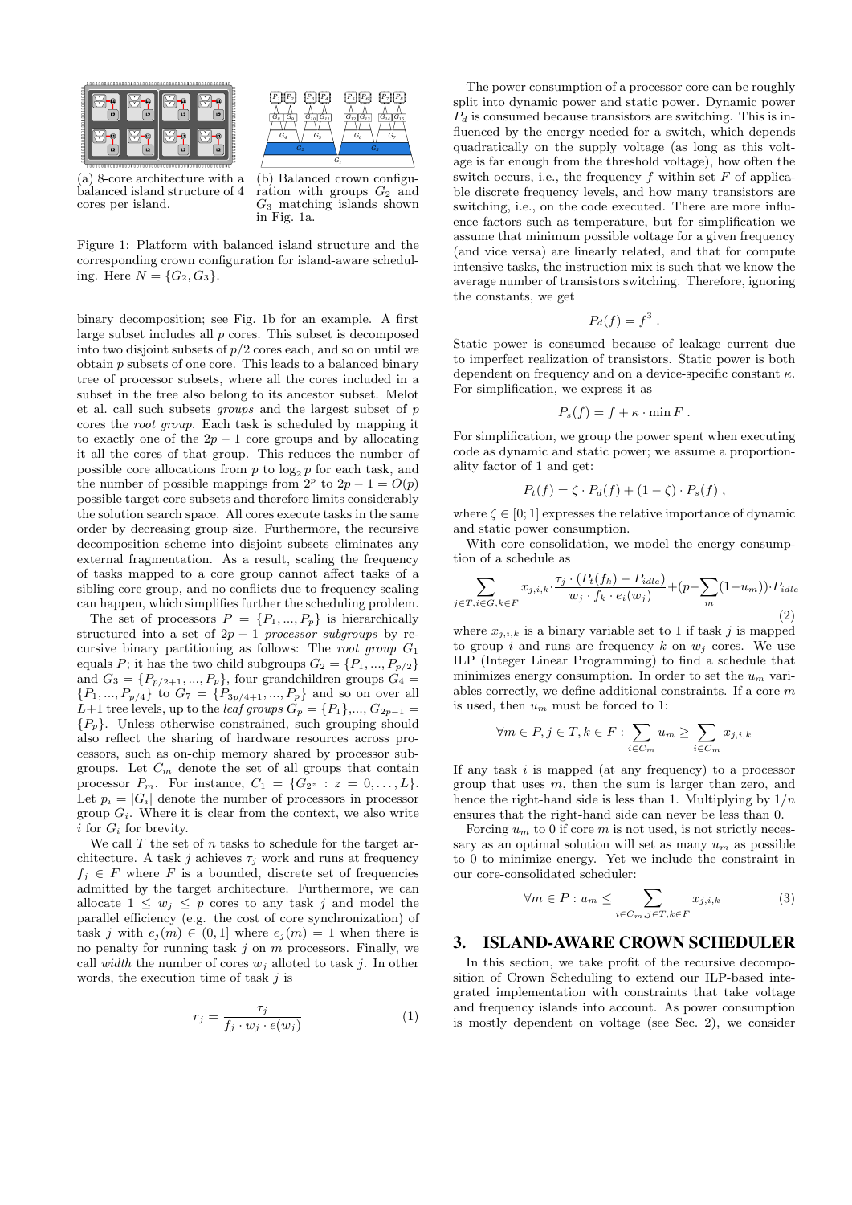(a) 8-core architecture with a balanced island structure of 4 cores per island.

(b) Balanced crown configuration with groups $G_2$ and $G_3$ matching islands shown in Fig. 1a.

Figure 1: Platform with balanced island structure and the corresponding crown configuration for island-aware scheduling. Here $N = \{G_2, G_3\}$.

binary decomposition; see Fig. 1b for an example. A first large subset includes all $p$ cores. This subset is decomposed into two disjoint subsets of $p/2$ cores each, and so on until we obtain $p$ subsets of one core. This leads to a balanced binary tree of processor subsets, where all the cores included in a subset in the tree also belong to its ancestor subset. Melot et al. call such subsets *groups* and the largest subset of $p$ cores the *root group*. Each task is scheduled by mapping it to exactly one of the $2p-1$ core groups and by allocating it all the cores of that group. This reduces the number of possible core allocations from $p$ to $\log_2 p$ for each task, and the number of possible mappings from $2^p$ to $2p-1 = O(p)$ possible target core subsets and therefore limits considerably the solution search space. All cores execute tasks in the same order by decreasing group size. Furthermore, the recursive decomposition scheme into disjoint subsets eliminates any external fragmentation. As a result, scaling the frequency of tasks mapped to a core group cannot affect tasks of a sibling core group, and no conflicts due to frequency scaling can happen, which simplifies further the scheduling problem.

The set of processors $P = \{P_1, ..., P_p\}$ is hierarchically structured into a set of $2p-1$ *processor subgroups* by recursive binary partitioning as follows: The *root group* $G_1$ equals $P$; it has the two child subgroups $G_2 = \{P_1, ..., P_{p/2}\}$ and $G_3 = \{P_{p/2+1}, ..., P_p\}$, four grandchildren groups $G_4 = \{P_1, ..., P_{p/4}\}$ to $G_7 = \{P_{3p/4+1}, ..., P_p\}$ and so on over all $L+1$ tree levels, up to the *leaf groups* $G_p = \{P_1\}, ..., G_{2p-1} = \{P_p\}$. Unless otherwise constrained, such grouping should also reflect the sharing of hardware resources across processors, such as on-chip memory shared by processor subgroups. Let $C_m$ denote the set of all groups that contain processor $P_m$. For instance, $C_1 = \{G_{2^z} : z = 0, \ldots, L\}$. Let $p_i = |G_i|$ denote the number of processors in processor group $G_i$. Where it is clear from the context, we also write $i$ for $G_i$ for brevity.

We call $T$ the set of $n$ tasks to schedule for the target architecture. A task $j$ achieves $\tau_j$ work and runs at frequency $f_j \in F$ where $F$ is a bounded, discrete set of frequencies admitted by the target architecture. Furthermore, we can allocate $1 \le w_j \le p$ cores to any task $j$ and model the parallel efficiency (e.g. the cost of core synchronization) of task $j$ with $e_j(m) \in (0, 1]$ where $e_j(m) = 1$ when there is no penalty for running task $j$ on $m$ processors. Finally, we call *width* the number of cores $w_j$ alloted to task $j$. In other words, the execution time of task $j$ is

$$r_j = \frac{\tau_j}{f_j \cdot w_j \cdot e(w_j)} \tag{1}$$

The power consumption of a processor core can be roughly split into dynamic power and static power. Dynamic power $P_d$ is consumed because transistors are switching. This is influenced by the energy needed for a switch, which depends quadratically on the supply voltage (as long as this voltage is far enough from the threshold voltage), how often the switch occurs, i.e., the frequency $f$ within set $F$ of applicable discrete frequency levels, and how many transistors are switching, i.e., on the code executed. There are more influence factors such as temperature, but for simplification we assume that minimum possible voltage for a given frequency (and vice versa) are linearly related, and that for compute intensive tasks, the instruction mix is such that we know the average number of transistors switching. Therefore, ignoring the constants, we get

$$P_d(f) = f^3 .$$

Static power is consumed because of leakage current due to imperfect realization of transistors. Static power is both dependent on frequency and on a device-specific constant $\kappa$. For simplification, we express it as

$$P_s(f) = f + \kappa \cdot \min F .$$

For simplification, we group the power spent when executing code as dynamic and static power; we assume a proportionality factor of 1 and get:

$$P_t(f) = \zeta \cdot P_d(f) + (1 - \zeta) \cdot P_s(f) ,$$

where $\zeta \in [0; 1]$ expresses the relative importance of dynamic and static power consumption.

With core consolidation, we model the energy consumption of a schedule as

$$\sum_{j \in T, i \in G, k \in F} x_{j,i,k} \cdot \frac{\tau_j \cdot (P_t(f_k) - P_{idle})}{w_j \cdot f_k \cdot e_i(w_j)} + (p - \sum_m (1 - u_m)) \cdot P_{idle} \tag{2}$$

where $x_{j,i,k}$ is a binary variable set to 1 if task $j$ is mapped to group $i$ and runs are frequency $k$ on $w_j$ cores. We use ILP (Integer Linear Programming) to find a schedule that minimizes energy consumption. In order to set the $u_m$ variables correctly, we define additional constraints. If a core $m$ is used, then $u_m$ must be forced to 1:

$$\forall m \in P, j \in T, k \in F : \sum_{i \in C_m} u_m \ge \sum_{i \in C_m} x_{j,i,k}$$

If any task $i$ is mapped (at any frequency) to a processor group that uses $m$, then the sum is larger than zero, and hence the right-hand side is less than 1. Multiplying by $1/n$ ensures that the right-hand side can never be less than 0.

Forcing $u_m$ to 0 if core $m$ is not used, is not strictly necessary as an optimal solution will set as many $u_m$ as possible to 0 to minimize energy. Yet we include the constraint in our core-consolidated scheduler:

$$\forall m \in P : u_m \le \sum_{i \in C_m, j \in T, k \in F} x_{j,i,k} \tag{3}$$

## 3. ISLAND-AWARE CROWN SCHEDULER

In this section, we take profit of the recursive decomposition of Crown Scheduling to extend our ILP-based integrated implementation with constraints that take voltage and frequency islands into account. As power consumption is mostly dependent on voltage (see Sec. 2), we consider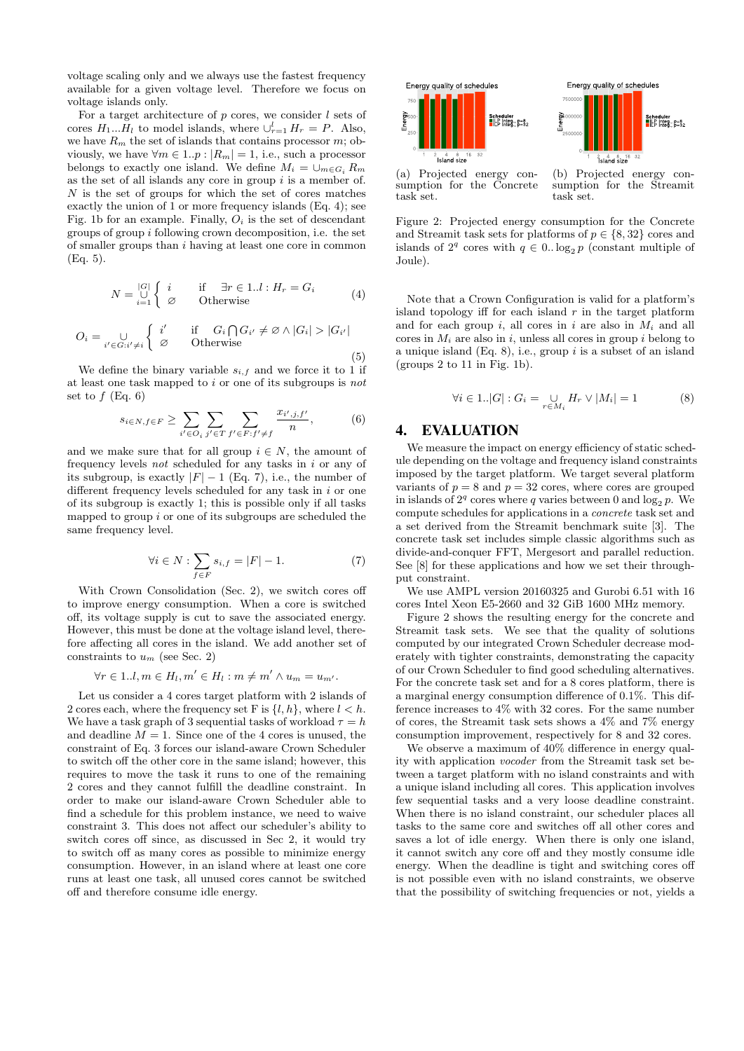voltage scaling only and we always use the fastest frequency available for a given voltage level. Therefore we focus on voltage islands only.

For a target architecture of $p$ cores, we consider $l$ sets of cores $H_1...H_l$ to model islands, where $\cup_{r=1}^{l} H_r = P$. Also, we have $R_m$ the set of islands that contains processor $m$; obviously, we have $\forall m \in 1..p : |R_m| = 1$, i.e., such a processor belongs to exactly one island. We define $M_i = \cup_{m \in G_i} R_m$ as the set of all islands any core in group $i$ is a member of. $N$ is the set of groups for which the set of cores matches exactly the union of 1 or more frequency islands (Eq. 4); see Fig. 1b for an example. Finally, $O_i$ is the set of descendant groups of group $i$ following crown decomposition, i.e. the set of smaller groups than $i$ having at least one core in common (Eq. 5).

$$N = \bigcup_{i=1}^{|G|} \begin{cases} i & \text{if} \quad \exists r \in 1..l : H_r = G_i \\ \varnothing & \text{Otherwise} \end{cases} \tag{4}$$

$$O_i = \bigcup_{i' \in G : i' \neq i} \begin{cases} i' & \text{if} \quad G_i \bigcap G_{i'} \neq \varnothing \wedge |G_i| > |G_{i'}| \\ \varnothing & \text{Otherwise} \end{cases} \tag{5}$$

We define the binary variable $s_{i,f}$ and we force it to 1 if at least one task mapped to $i$ or one of its subgroups is *not* set to $f$ (Eq. 6)

$$s_{i \in N, f \in F} \geq \sum_{i' \in O_i} \sum_{j' \in T} \sum_{f' \in F : f' \neq f} \frac{x_{i',j,f'}}{n}, \tag{6}$$

and we make sure that for all group $i \in N$, the amount of frequency levels *not* scheduled for any tasks in $i$ or any of its subgroup, is exactly $|F| - 1$ (Eq. 7), i.e., the number of different frequency levels scheduled for any task in $i$ or one of its subgroup is exactly 1; this is possible only if all tasks mapped to group $i$ or one of its subgroups are scheduled the same frequency level.

$$\forall i \in N : \sum_{f \in F} s_{i,f} = |F| - 1. \tag{7}$$

With Crown Consolidation (Sec. 2), we switch cores off to improve energy consumption. When a core is switched off, its voltage supply is cut to save the associated energy. However, this must be done at the voltage island level, therefore affecting all cores in the island. We add another set of constraints to $u_m$ (see Sec. 2)

$$\forall r \in 1..l, m \in H_l, m' \in H_l : m \neq m' \wedge u_m = u_{m'}.$$

Let us consider a 4 cores target platform with 2 islands of 2 cores each, where the frequency set F is $\{l, h\}$, where $l < h$. We have a task graph of 3 sequential tasks of workload $\tau = h$ and deadline $M = 1$. Since one of the 4 cores is unused, the constraint of Eq. 3 forces our island-aware Crown Scheduler to switch off the other core in the same island; however, this requires to move the task it runs to one of the remaining 2 cores and they cannot fulfill the deadline constraint. In order to make our island-aware Crown Scheduler able to find a schedule for this problem instance, we need to waive constraint 3. This does not affect our scheduler's ability to switch cores off since, as discussed in Sec 2, it would try to switch off as many cores as possible to minimize energy consumption. However, in an island where at least one core runs at least one task, all unused cores cannot be switched off and therefore consume idle energy.

(a) Projected energy consumption for the Concrete task set.

(b) Projected energy consumption for the Streamit task set.

Figure 2: Projected energy consumption for the Concrete and Streamit task sets for platforms of $p \in \{8, 32\}$ cores and islands of $2^q$ cores with $q \in 0..\log_2 p$ (constant multiple of Joule).

Note that a Crown Configuration is valid for a platform's island topology iff for each island $r$ in the target platform and for each group $i$, all cores in $i$ are also in $M_i$ and all cores in $M_i$ are also in $i$, unless all cores in group $i$ belong to a unique island (Eq. 8), i.e., group $i$ is a subset of an island (groups 2 to 11 in Fig. 1b).

$$\forall i \in 1..|G| : G_i = \bigcup_{r \in M_i} H_r \vee |M_i| = 1 \tag{8}$$

## 4. EVALUATION

We measure the impact on energy efficiency of static schedule depending on the voltage and frequency island constraints imposed by the target platform. We target several platform variants of $p = 8$ and $p = 32$ cores, where cores are grouped in islands of $2^q$ cores where $q$ varies between 0 and $\log_2 p$. We compute schedules for applications in a *concrete* task set and a set derived from the Streamit benchmark suite [3]. The concrete task set includes simple classic algorithms such as divide-and-conquer FFT, Mergesort and parallel reduction. See [8] for these applications and how we set their throughput constraint.

We use AMPL version 20160325 and Gurobi 6.51 with 16 cores Intel Xeon E5-2660 and 32 GiB 1600 MHz memory.

Figure 2 shows the resulting energy for the concrete and Streamit task sets. We see that the quality of solutions computed by our integrated Crown Scheduler decrease moderately with tighter constraints, demonstrating the capacity of our Crown Scheduler to find good scheduling alternatives. For the concrete task set and for a 8 cores platform, there is a marginal energy consumption difference of 0.1%. This difference increases to 4% with 32 cores. For the same number of cores, the Streamit task sets shows a 4% and 7% energy consumption improvement, respectively for 8 and 32 cores.

We observe a maximum of 40% difference in energy quality with application *vocoder* from the Streamit task set between a target platform with no island constraints and with a unique island including all cores. This application involves few sequential tasks and a very loose deadline constraint. When there is no island constraint, our scheduler places all tasks to the same core and switches off all other cores and saves a lot of idle energy. When there is only one island, it cannot switch any core off and they mostly consume idle energy. When the deadline is tight and switching cores off is not possible even with no island constraints, we observe that the possibility of switching frequencies or not, yields a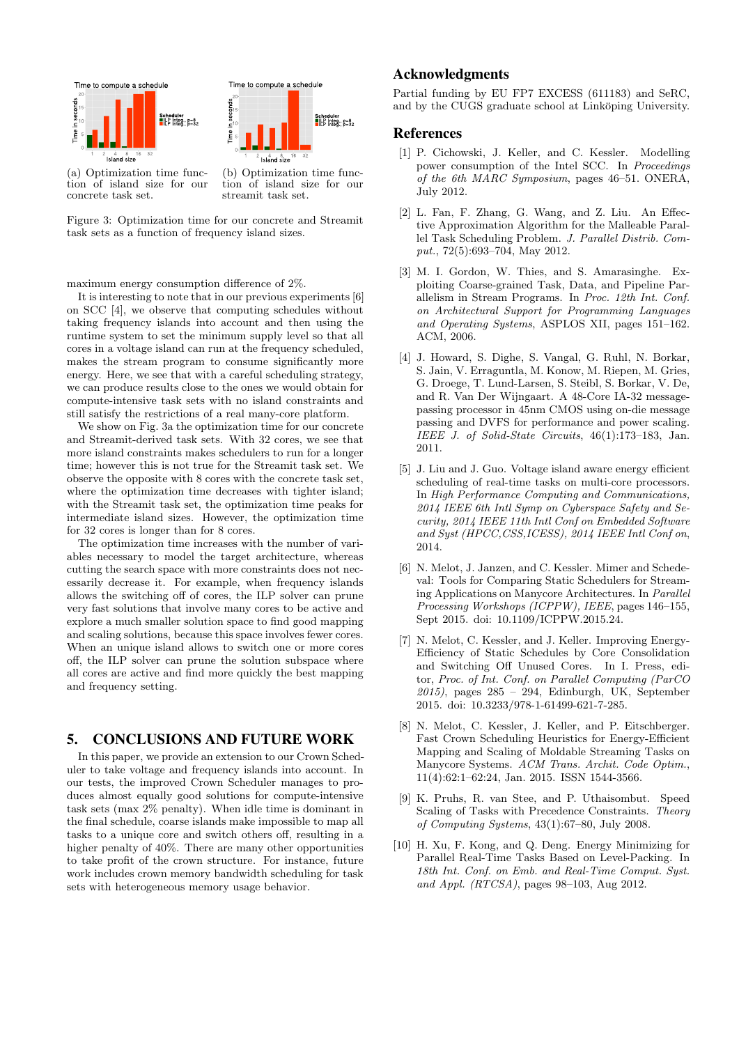Time to compute a schedule

Time in seconds

20
15
10
5
0

1 2 4 8 16 32

Island size

Scheduler
ILP integ.: p=8
ILP integ.: p=32

(a) Optimization time function of island size for our concrete task set.

Time to compute a schedule

Time in seconds

20
15
10
5
0

1 2 4 8 16 32

Island size

Scheduler
ILP integ.: p=8
ILP integ.: p=32

(b) Optimization time function of island size for our streamit task set.

Figure 3: Optimization time for our concrete and Streamit task sets as a function of frequency island sizes.

maximum energy consumption difference of 2%.

It is interesting to note that in our previous experiments [6] on SCC [4], we observe that computing schedules without taking frequency islands into account and then using the runtime system to set the minimum supply level so that all cores in a voltage island can run at the frequency scheduled, makes the stream program to consume significantly more energy. Here, we see that with a careful scheduling strategy, we can produce results close to the ones we would obtain for compute-intensive task sets with no island constraints and still satisfy the restrictions of a real many-core platform.

We show on Fig. 3a the optimization time for our concrete and Streamit-derived task sets. With 32 cores, we see that more island constraints makes schedulers to run for a longer time; however this is not true for the Streamit task set. We observe the opposite with 8 cores with the concrete task set, where the optimization time decreases with tighter island; with the Streamit task set, the optimization time peaks for intermediate island sizes. However, the optimization time for 32 cores is longer than for 8 cores.

The optimization time increases with the number of variables necessary to model the target architecture, whereas cutting the search space with more constraints does not necessarily decrease it. For example, when frequency islands allows the switching off of cores, the ILP solver can prune very fast solutions that involve many cores to be active and explore a much smaller solution space to find good mapping and scaling solutions, because this space involves fewer cores. When an unique island allows to switch one or more cores off, the ILP solver can prune the solution subspace where all cores are active and find more quickly the best mapping and frequency setting.

## 5. CONCLUSIONS AND FUTURE WORK

In this paper, we provide an extension to our Crown Scheduler to take voltage and frequency islands into account. In our tests, the improved Crown Scheduler manages to produces almost equally good solutions for compute-intensive task sets (max 2% penalty). When idle time is dominant in the final schedule, coarse islands make impossible to map all tasks to a unique core and switch others off, resulting in a higher penalty of 40%. There are many other opportunities to take profit of the crown structure. For instance, future work includes crown memory bandwidth scheduling for task sets with heterogeneous memory usage behavior.

## Acknowledgments

Partial funding by EU FP7 EXCESS (611183) and SeRC, and by the CUGS graduate school at Linköping University.

## References

[1] P. Cichowski, J. Keller, and C. Kessler. Modelling power consumption of the Intel SCC. In *Proceedings of the 6th MARC Symposium*, pages 46–51. ONERA, July 2012.

[2] L. Fan, F. Zhang, G. Wang, and Z. Liu. An Effective Approximation Algorithm for the Malleable Parallel Task Scheduling Problem. *J. Parallel Distrib. Comput.*, 72(5):693–704, May 2012.

[3] M. I. Gordon, W. Thies, and S. Amarasinghe. Exploiting Coarse-grained Task, Data, and Pipeline Parallelism in Stream Programs. In *Proc. 12th Int. Conf. on Architectural Support for Programming Languages and Operating Systems*, ASPLOS XII, pages 151–162. ACM, 2006.

[4] J. Howard, S. Dighe, S. Vangal, G. Ruhl, N. Borkar, S. Jain, V. Erraguntla, M. Konow, M. Riepen, M. Gries, G. Droege, T. Lund-Larsen, S. Steibl, S. Borkar, V. De, and R. Van Der Wijngaart. A 48-Core IA-32 message-passing processor in 45nm CMOS using on-die message passing and DVFS for performance and power scaling. *IEEE J. of Solid-State Circuits*, 46(1):173–183, Jan. 2011.

[5] J. Liu and J. Guo. Voltage island aware energy efficient scheduling of real-time tasks on multi-core processors. In *High Performance Computing and Communications, 2014 IEEE 6th Intl Symp on Cyberspace Safety and Security, 2014 IEEE 11th Intl Conf on Embedded Software and Syst (HPCC,CSS,ICESS), 2014 IEEE Intl Conf on*, 2014.

[6] N. Melot, J. Janzen, and C. Kessler. Mimer and Schedeval: Tools for Comparing Static Schedulers for Streaming Applications on Manycore Architectures. In *Parallel Processing Workshops (ICPPW), IEEE*, pages 146–155, Sept 2015. doi: 10.1109/ICPPW.2015.24.

[7] N. Melot, C. Kessler, and J. Keller. Improving Energy-Efficiency of Static Schedules by Core Consolidation and Switching Off Unused Cores. In I. Press, editor, *Proc. of Int. Conf. on Parallel Computing (ParCO 2015)*, pages 285 – 294, Edinburgh, UK, September 2015. doi: 10.3233/978-1-61499-621-7-285.

[8] N. Melot, C. Kessler, J. Keller, and P. Eitschberger. Fast Crown Scheduling Heuristics for Energy-Efficient Mapping and Scaling of Moldable Streaming Tasks on Manycore Systems. *ACM Trans. Archit. Code Optim.*, 11(4):62:1–62:24, Jan. 2015. ISSN 1544-3566.

[9] K. Pruhs, R. van Stee, and P. Uthaisombut. Speed Scaling of Tasks with Precedence Constraints. *Theory of Computing Systems*, 43(1):67–80, July 2008.

[10] H. Xu, F. Kong, and Q. Deng. Energy Minimizing for Parallel Real-Time Tasks Based on Level-Packing. In *18th Int. Conf. on Emb. and Real-Time Comput. Syst. and Appl. (RTCSA)*, pages 98–103, Aug 2012.